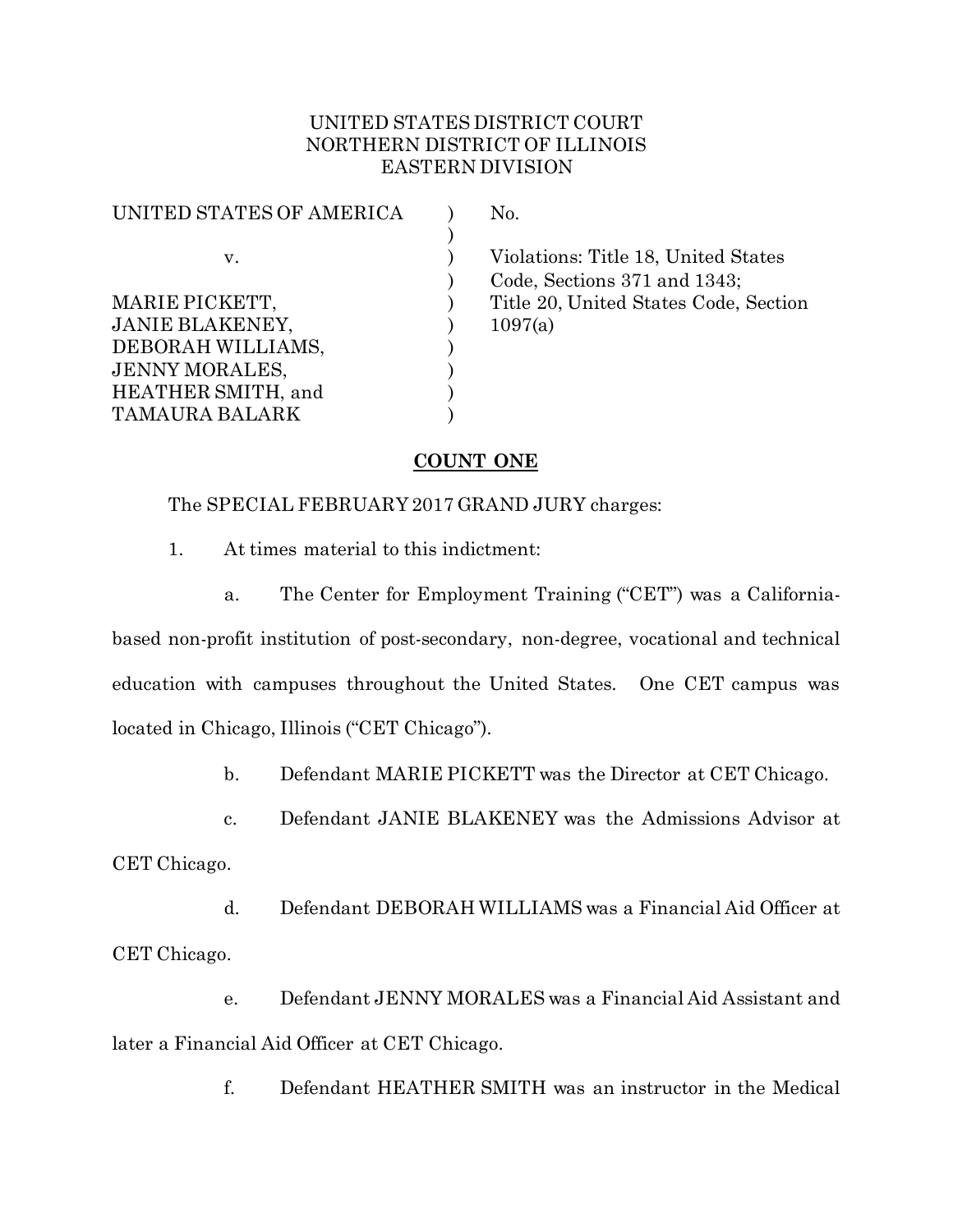UNITED STATES DISTRICT COURT
NORTHERN DISTRICT OF ILLINOIS
EASTERN DIVISION

| | | |
|---|---|---|
| UNITED STATES OF AMERICA | ) | No. |
| | ) | |
| v. | ) | Violations: Title 18, United States Code, Sections 371 and 1343; Title 20, United States Code, Section 1097(a) |
| MARIE PICKETT, JANIE BLAKENEY, DEBORAH WILLIAMS, JENNY MORALES, HEATHER SMITH, and TAMAURA BALARK | ) | |

**COUNT ONE**

The SPECIAL FEBRUARY 2017 GRAND JURY charges:

1. At times material to this indictment:

a. The Center for Employment Training ("CET") was a California-based non-profit institution of post-secondary, non-degree, vocational and technical education with campuses throughout the United States. One CET campus was located in Chicago, Illinois ("CET Chicago").

b. Defendant MARIE PICKETT was the Director at CET Chicago.

c. Defendant JANIE BLAKENEY was the Admissions Advisor at CET Chicago.

d. Defendant DEBORAH WILLIAMS was a Financial Aid Officer at CET Chicago.

e. Defendant JENNY MORALES was a Financial Aid Assistant and later a Financial Aid Officer at CET Chicago.

f. Defendant HEATHER SMITH was an instructor in the Medical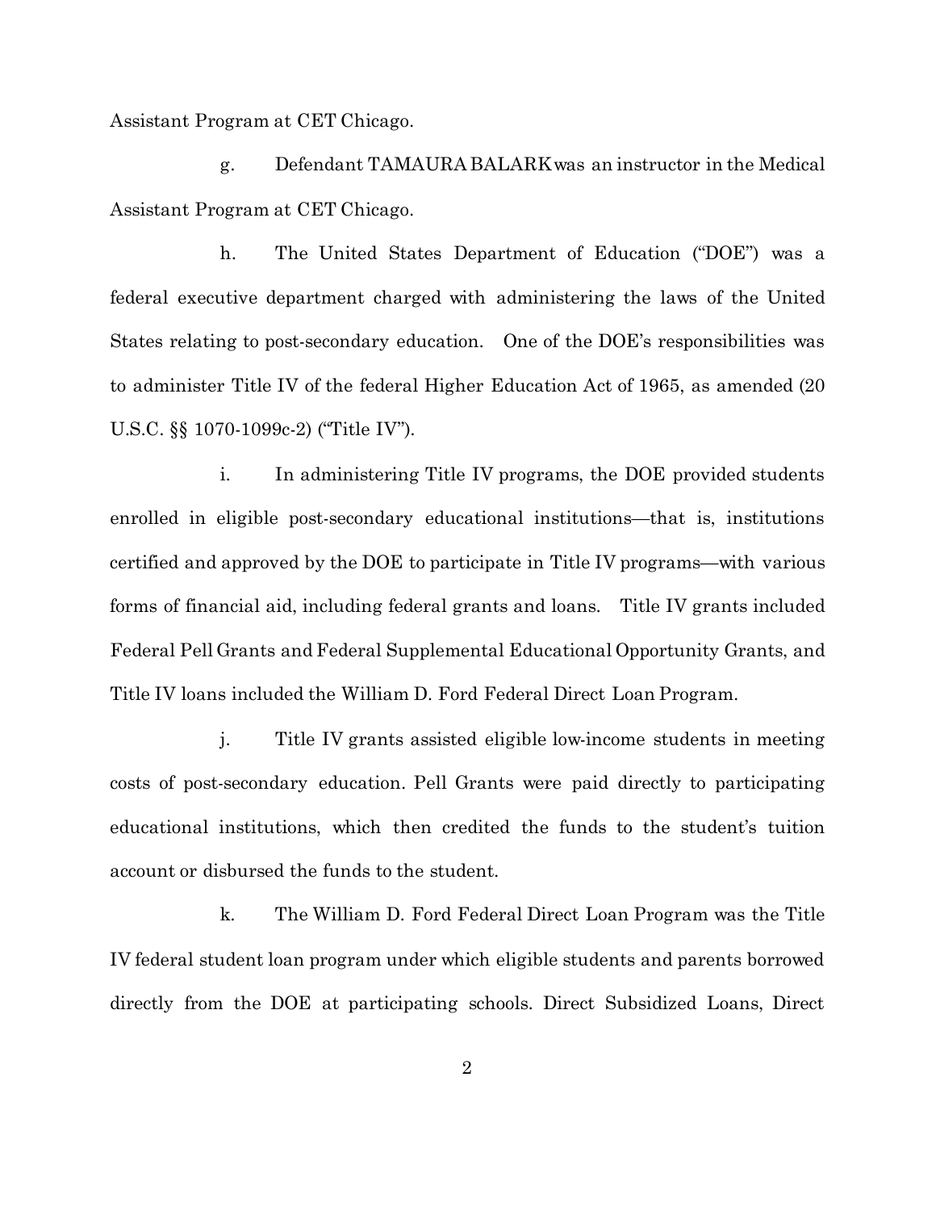Assistant Program at CET Chicago.

g. Defendant TAMAURA BALARK was an instructor in the Medical Assistant Program at CET Chicago.

h. The United States Department of Education ("DOE") was a federal executive department charged with administering the laws of the United States relating to post-secondary education. One of the DOE's responsibilities was to administer Title IV of the federal Higher Education Act of 1965, as amended (20 U.S.C. §§ 1070-1099c-2) ("Title IV").

i. In administering Title IV programs, the DOE provided students enrolled in eligible post-secondary educational institutions—that is, institutions certified and approved by the DOE to participate in Title IV programs—with various forms of financial aid, including federal grants and loans. Title IV grants included Federal Pell Grants and Federal Supplemental Educational Opportunity Grants, and Title IV loans included the William D. Ford Federal Direct Loan Program.

j. Title IV grants assisted eligible low-income students in meeting costs of post-secondary education. Pell Grants were paid directly to participating educational institutions, which then credited the funds to the student's tuition account or disbursed the funds to the student.

k. The William D. Ford Federal Direct Loan Program was the Title IV federal student loan program under which eligible students and parents borrowed directly from the DOE at participating schools. Direct Subsidized Loans, Direct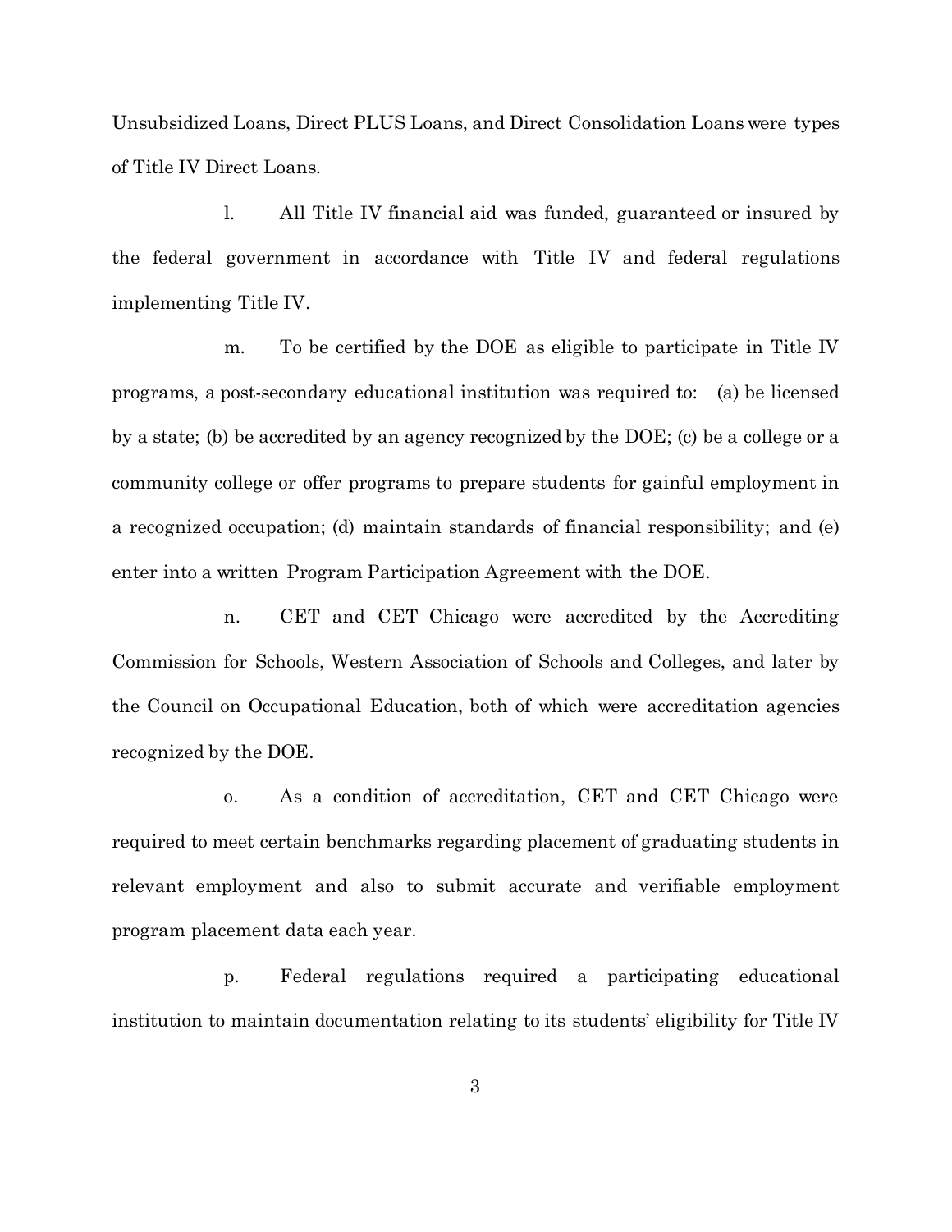Unsubsidized Loans, Direct PLUS Loans, and Direct Consolidation Loans were types of Title IV Direct Loans.

l. All Title IV financial aid was funded, guaranteed or insured by the federal government in accordance with Title IV and federal regulations implementing Title IV.

m. To be certified by the DOE as eligible to participate in Title IV programs, a post-secondary educational institution was required to: (a) be licensed by a state; (b) be accredited by an agency recognized by the DOE; (c) be a college or a community college or offer programs to prepare students for gainful employment in a recognized occupation; (d) maintain standards of financial responsibility; and (e) enter into a written Program Participation Agreement with the DOE.

n. CET and CET Chicago were accredited by the Accrediting Commission for Schools, Western Association of Schools and Colleges, and later by the Council on Occupational Education, both of which were accreditation agencies recognized by the DOE.

o. As a condition of accreditation, CET and CET Chicago were required to meet certain benchmarks regarding placement of graduating students in relevant employment and also to submit accurate and verifiable employment program placement data each year.

p. Federal regulations required a participating educational institution to maintain documentation relating to its students' eligibility for Title IV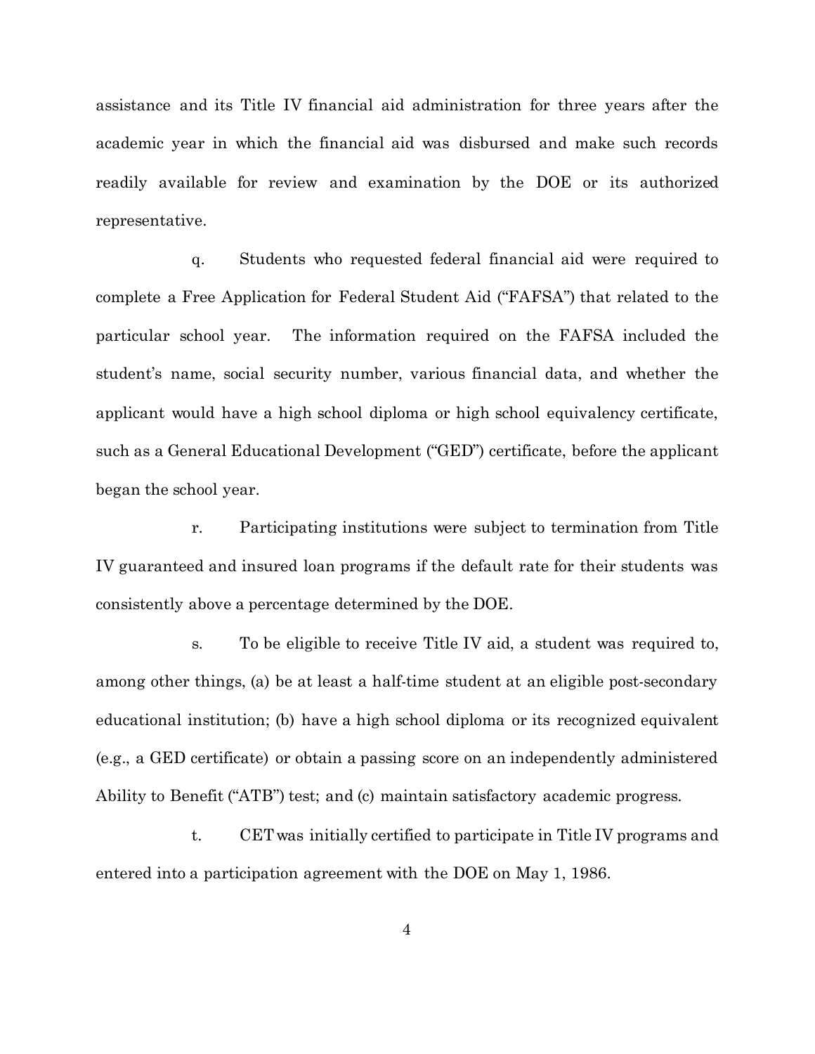assistance and its Title IV financial aid administration for three years after the academic year in which the financial aid was disbursed and make such records readily available for review and examination by the DOE or its authorized representative.

q. Students who requested federal financial aid were required to complete a Free Application for Federal Student Aid ("FAFSA") that related to the particular school year. The information required on the FAFSA included the student's name, social security number, various financial data, and whether the applicant would have a high school diploma or high school equivalency certificate, such as a General Educational Development ("GED") certificate, before the applicant began the school year.

r. Participating institutions were subject to termination from Title IV guaranteed and insured loan programs if the default rate for their students was consistently above a percentage determined by the DOE.

s. To be eligible to receive Title IV aid, a student was required to, among other things, (a) be at least a half-time student at an eligible post-secondary educational institution; (b) have a high school diploma or its recognized equivalent (e.g., a GED certificate) or obtain a passing score on an independently administered Ability to Benefit ("ATB") test; and (c) maintain satisfactory academic progress.

t. CET was initially certified to participate in Title IV programs and entered into a participation agreement with the DOE on May 1, 1986.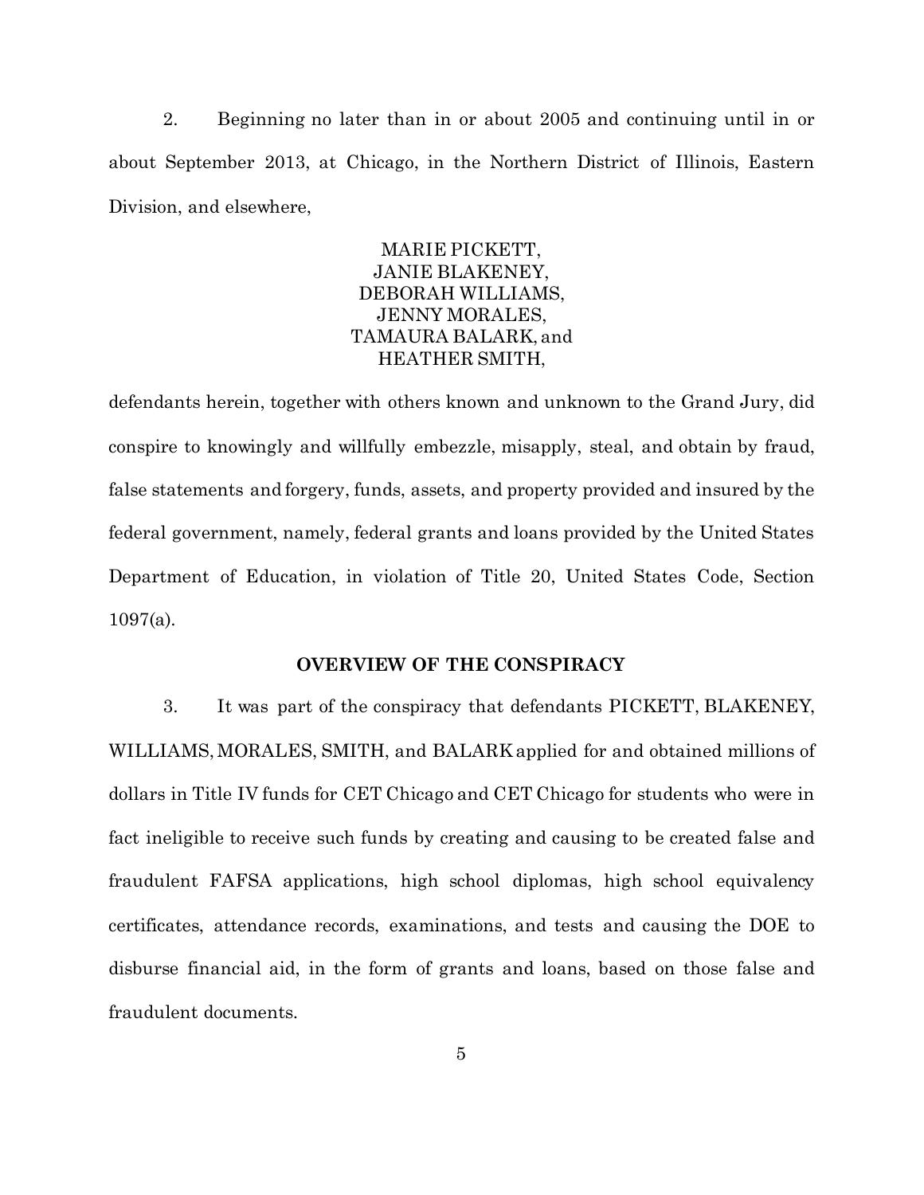2. Beginning no later than in or about 2005 and continuing until in or about September 2013, at Chicago, in the Northern District of Illinois, Eastern Division, and elsewhere,

MARIE PICKETT,  
JANIE BLAKENEY,  
DEBORAH WILLIAMS,  
JENNY MORALES,  
TAMAURA BALARK, and  
HEATHER SMITH,

defendants herein, together with others known and unknown to the Grand Jury, did conspire to knowingly and willfully embezzle, misapply, steal, and obtain by fraud, false statements and forgery, funds, assets, and property provided and insured by the federal government, namely, federal grants and loans provided by the United States Department of Education, in violation of Title 20, United States Code, Section 1097(a).

**OVERVIEW OF THE CONSPIRACY**

3. It was part of the conspiracy that defendants PICKETT, BLAKENEY, WILLIAMS, MORALES, SMITH, and BALARK applied for and obtained millions of dollars in Title IV funds for CET Chicago and CET Chicago for students who were in fact ineligible to receive such funds by creating and causing to be created false and fraudulent FAFSA applications, high school diplomas, high school equivalency certificates, attendance records, examinations, and tests and causing the DOE to disburse financial aid, in the form of grants and loans, based on those false and fraudulent documents.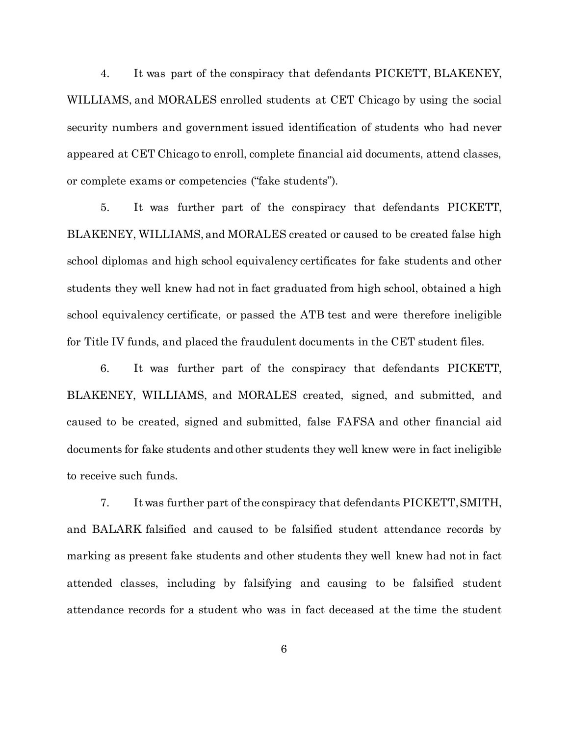4. It was part of the conspiracy that defendants PICKETT, BLAKENEY, WILLIAMS, and MORALES enrolled students at CET Chicago by using the social security numbers and government issued identification of students who had never appeared at CET Chicago to enroll, complete financial aid documents, attend classes, or complete exams or competencies ("fake students").

5. It was further part of the conspiracy that defendants PICKETT, BLAKENEY, WILLIAMS, and MORALES created or caused to be created false high school diplomas and high school equivalency certificates for fake students and other students they well knew had not in fact graduated from high school, obtained a high school equivalency certificate, or passed the ATB test and were therefore ineligible for Title IV funds, and placed the fraudulent documents in the CET student files.

6. It was further part of the conspiracy that defendants PICKETT, BLAKENEY, WILLIAMS, and MORALES created, signed, and submitted, and caused to be created, signed and submitted, false FAFSA and other financial aid documents for fake students and other students they well knew were in fact ineligible to receive such funds.

7. It was further part of the conspiracy that defendants PICKETT, SMITH, and BALARK falsified and caused to be falsified student attendance records by marking as present fake students and other students they well knew had not in fact attended classes, including by falsifying and causing to be falsified student attendance records for a student who was in fact deceased at the time the student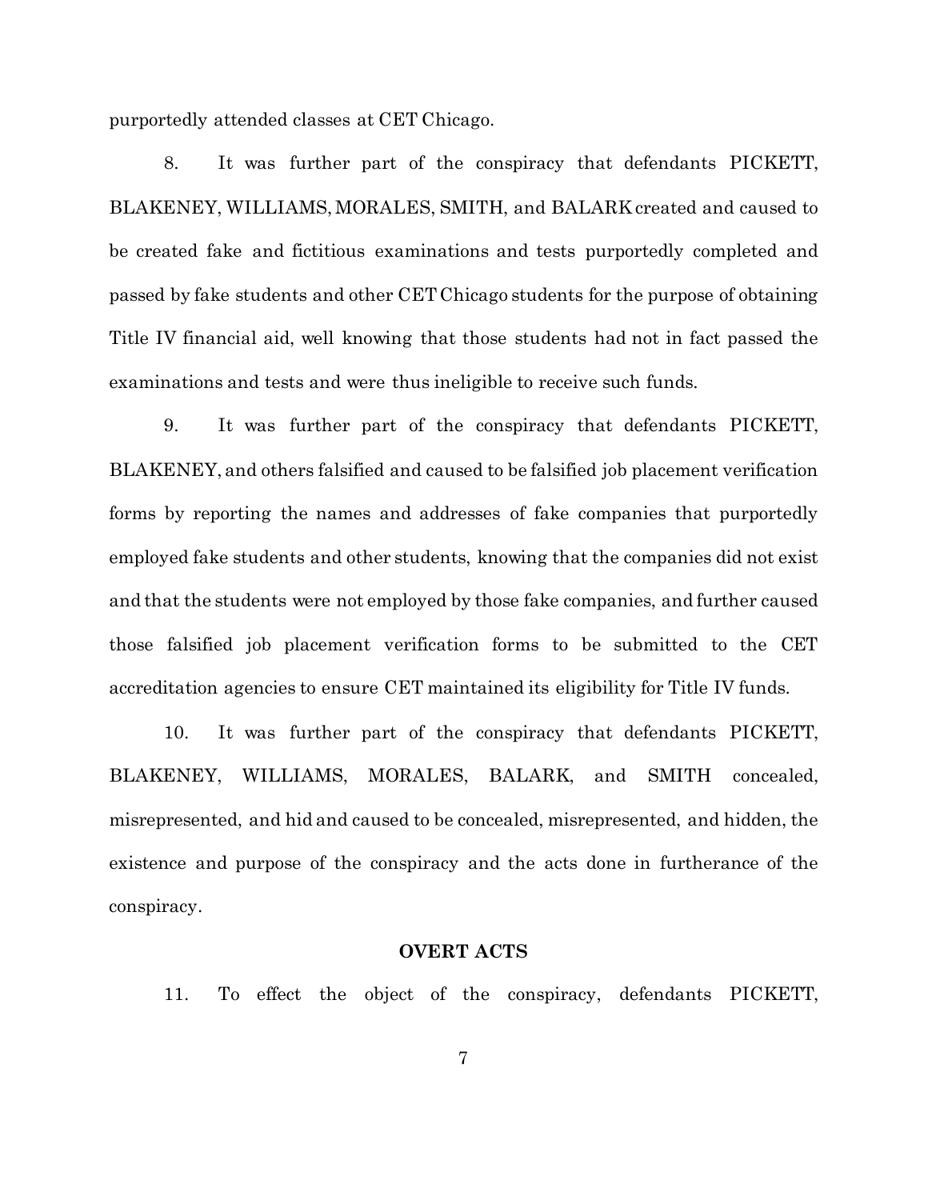purportedly attended classes at CET Chicago.

8. It was further part of the conspiracy that defendants PICKETT, BLAKENEY, WILLIAMS, MORALES, SMITH, and BALARK created and caused to be created fake and fictitious examinations and tests purportedly completed and passed by fake students and other CET Chicago students for the purpose of obtaining Title IV financial aid, well knowing that those students had not in fact passed the examinations and tests and were thus ineligible to receive such funds.

9. It was further part of the conspiracy that defendants PICKETT, BLAKENEY, and others falsified and caused to be falsified job placement verification forms by reporting the names and addresses of fake companies that purportedly employed fake students and other students, knowing that the companies did not exist and that the students were not employed by those fake companies, and further caused those falsified job placement verification forms to be submitted to the CET accreditation agencies to ensure CET maintained its eligibility for Title IV funds.

10. It was further part of the conspiracy that defendants PICKETT, BLAKENEY, WILLIAMS, MORALES, BALARK, and SMITH concealed, misrepresented, and hid and caused to be concealed, misrepresented, and hidden, the existence and purpose of the conspiracy and the acts done in furtherance of the conspiracy.

**OVERT ACTS**

11. To effect the object of the conspiracy, defendants PICKETT,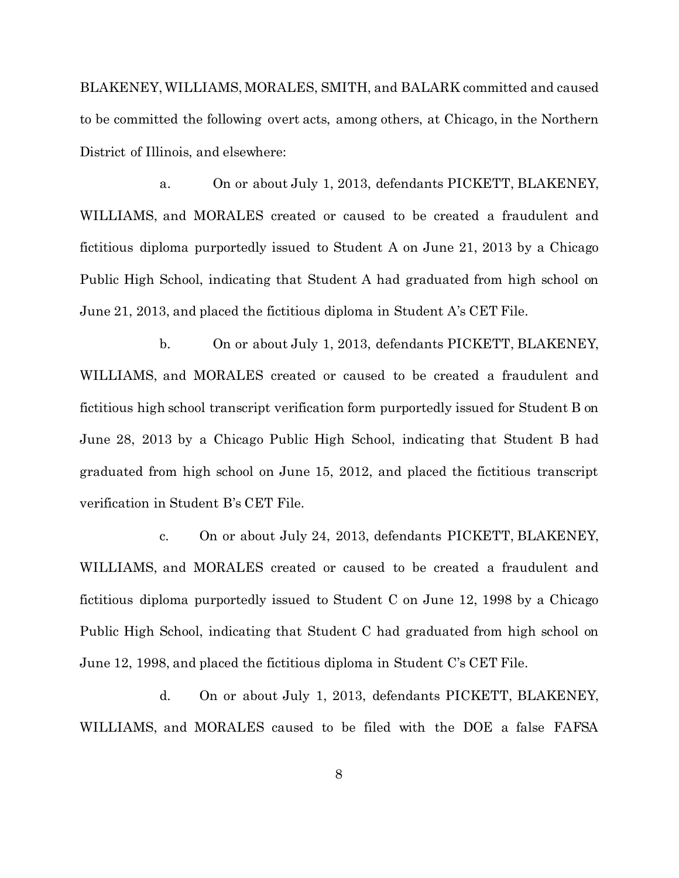BLAKENEY, WILLIAMS, MORALES, SMITH, and BALARK committed and caused to be committed the following overt acts, among others, at Chicago, in the Northern District of Illinois, and elsewhere:

a. On or about July 1, 2013, defendants PICKETT, BLAKENEY, WILLIAMS, and MORALES created or caused to be created a fraudulent and fictitious diploma purportedly issued to Student A on June 21, 2013 by a Chicago Public High School, indicating that Student A had graduated from high school on June 21, 2013, and placed the fictitious diploma in Student A's CET File.

b. On or about July 1, 2013, defendants PICKETT, BLAKENEY, WILLIAMS, and MORALES created or caused to be created a fraudulent and fictitious high school transcript verification form purportedly issued for Student B on June 28, 2013 by a Chicago Public High School, indicating that Student B had graduated from high school on June 15, 2012, and placed the fictitious transcript verification in Student B's CET File.

c. On or about July 24, 2013, defendants PICKETT, BLAKENEY, WILLIAMS, and MORALES created or caused to be created a fraudulent and fictitious diploma purportedly issued to Student C on June 12, 1998 by a Chicago Public High School, indicating that Student C had graduated from high school on June 12, 1998, and placed the fictitious diploma in Student C's CET File.

d. On or about July 1, 2013, defendants PICKETT, BLAKENEY, WILLIAMS, and MORALES caused to be filed with the DOE a false FAFSA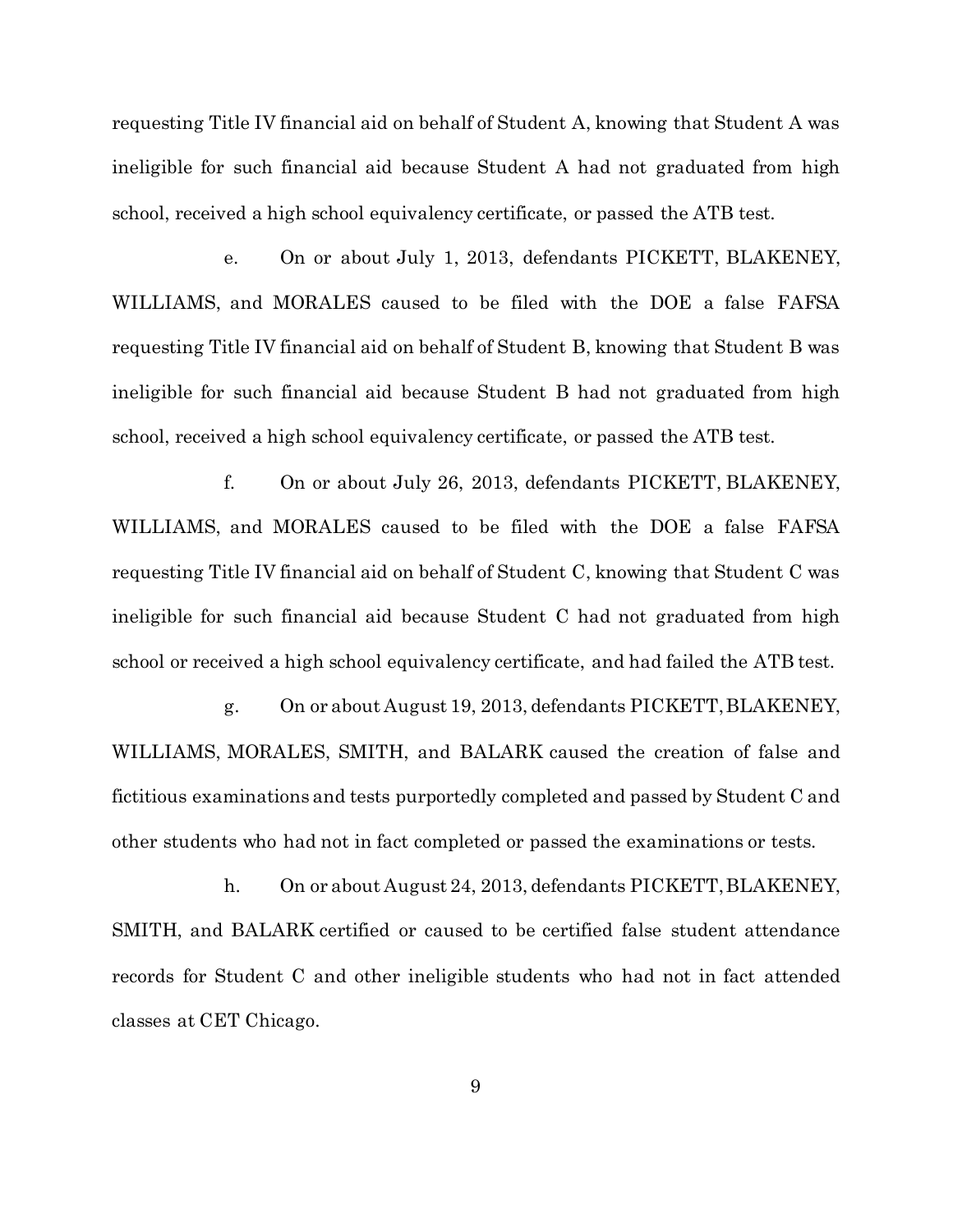requesting Title IV financial aid on behalf of Student A, knowing that Student A was ineligible for such financial aid because Student A had not graduated from high school, received a high school equivalency certificate, or passed the ATB test.

e. On or about July 1, 2013, defendants PICKETT, BLAKENEY, WILLIAMS, and MORALES caused to be filed with the DOE a false FAFSA requesting Title IV financial aid on behalf of Student B, knowing that Student B was ineligible for such financial aid because Student B had not graduated from high school, received a high school equivalency certificate, or passed the ATB test.

f. On or about July 26, 2013, defendants PICKETT, BLAKENEY, WILLIAMS, and MORALES caused to be filed with the DOE a false FAFSA requesting Title IV financial aid on behalf of Student C, knowing that Student C was ineligible for such financial aid because Student C had not graduated from high school or received a high school equivalency certificate, and had failed the ATB test.

g. On or about August 19, 2013, defendants PICKETT, BLAKENEY, WILLIAMS, MORALES, SMITH, and BALARK caused the creation of false and fictitious examinations and tests purportedly completed and passed by Student C and other students who had not in fact completed or passed the examinations or tests.

h. On or about August 24, 2013, defendants PICKETT, BLAKENEY, SMITH, and BALARK certified or caused to be certified false student attendance records for Student C and other ineligible students who had not in fact attended classes at CET Chicago.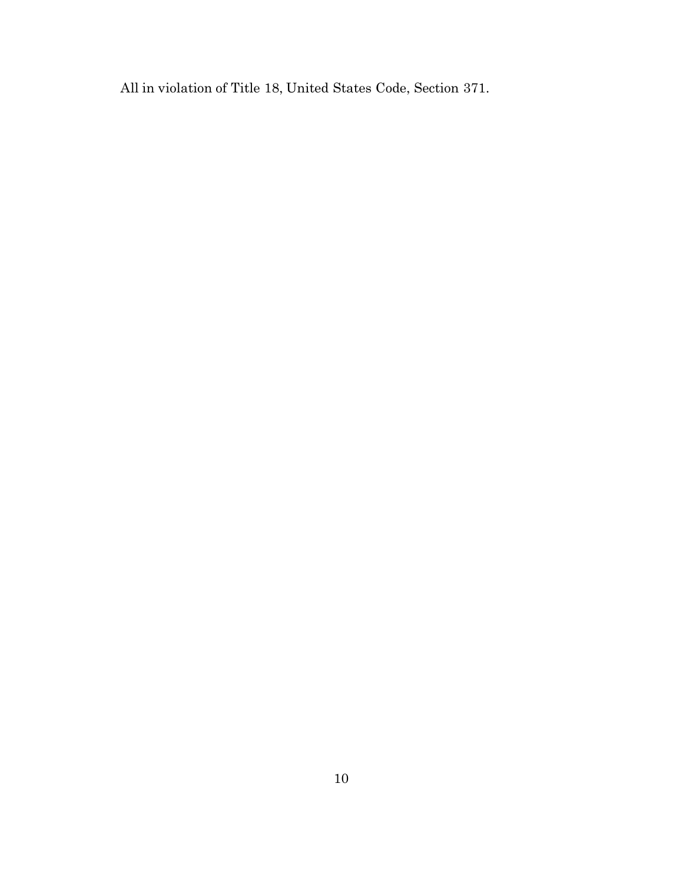All in violation of Title 18, United States Code, Section 371.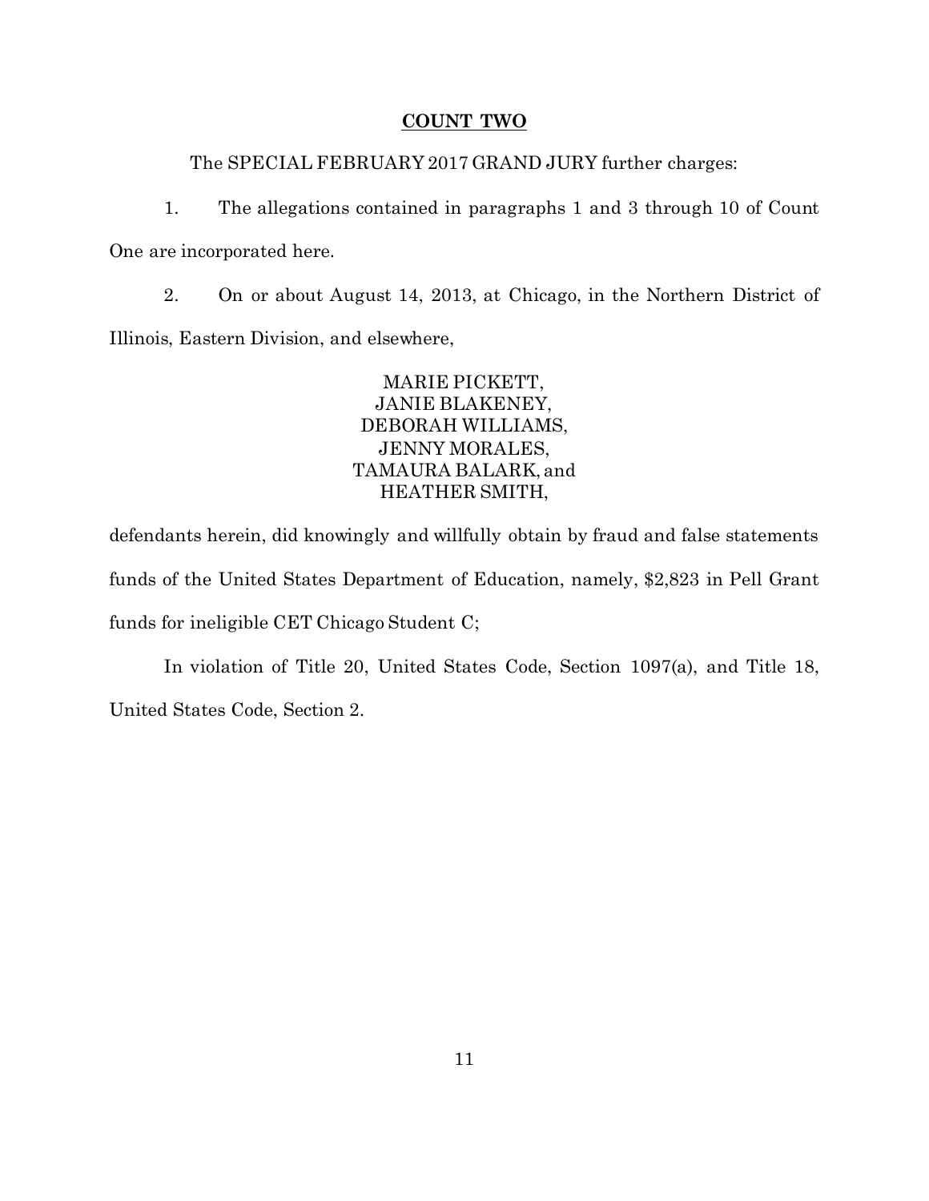**COUNT TWO**

The SPECIAL FEBRUARY 2017 GRAND JURY further charges:

1. The allegations contained in paragraphs 1 and 3 through 10 of Count One are incorporated here.

2. On or about August 14, 2013, at Chicago, in the Northern District of Illinois, Eastern Division, and elsewhere,

MARIE PICKETT,
JANIE BLAKENEY,
DEBORAH WILLIAMS,
JENNY MORALES,
TAMAURA BALARK, and
HEATHER SMITH,

defendants herein, did knowingly and willfully obtain by fraud and false statements funds of the United States Department of Education, namely, $2,823 in Pell Grant funds for ineligible CET Chicago Student C;

In violation of Title 20, United States Code, Section 1097(a), and Title 18, United States Code, Section 2.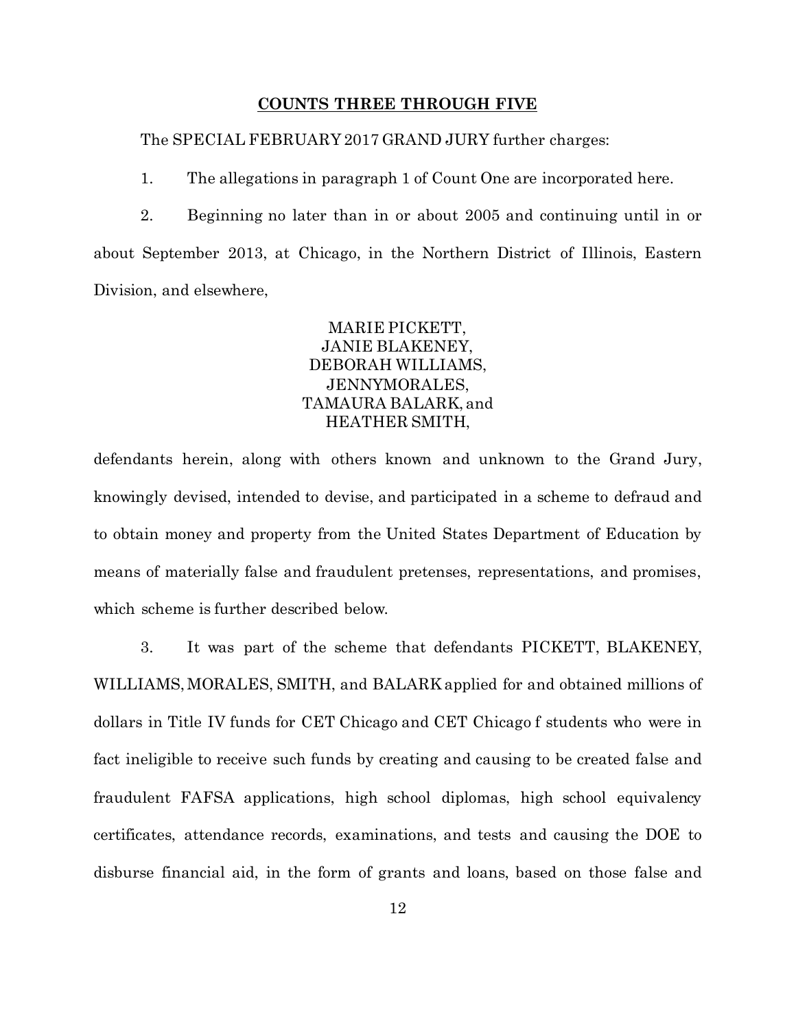**COUNTS THREE THROUGH FIVE**

The SPECIAL FEBRUARY 2017 GRAND JURY further charges:

1. The allegations in paragraph 1 of Count One are incorporated here.

2. Beginning no later than in or about 2005 and continuing until in or about September 2013, at Chicago, in the Northern District of Illinois, Eastern Division, and elsewhere,

MARIE PICKETT,
JANIE BLAKENEY,
DEBORAH WILLIAMS,
JENNYMORALES,
TAMAURA BALARK, and
HEATHER SMITH,

defendants herein, along with others known and unknown to the Grand Jury, knowingly devised, intended to devise, and participated in a scheme to defraud and to obtain money and property from the United States Department of Education by means of materially false and fraudulent pretenses, representations, and promises, which scheme is further described below.

3. It was part of the scheme that defendants PICKETT, BLAKENEY, WILLIAMS, MORALES, SMITH, and BALARK applied for and obtained millions of dollars in Title IV funds for CET Chicago and CET Chicago f students who were in fact ineligible to receive such funds by creating and causing to be created false and fraudulent FAFSA applications, high school diplomas, high school equivalency certificates, attendance records, examinations, and tests and causing the DOE to disburse financial aid, in the form of grants and loans, based on those false and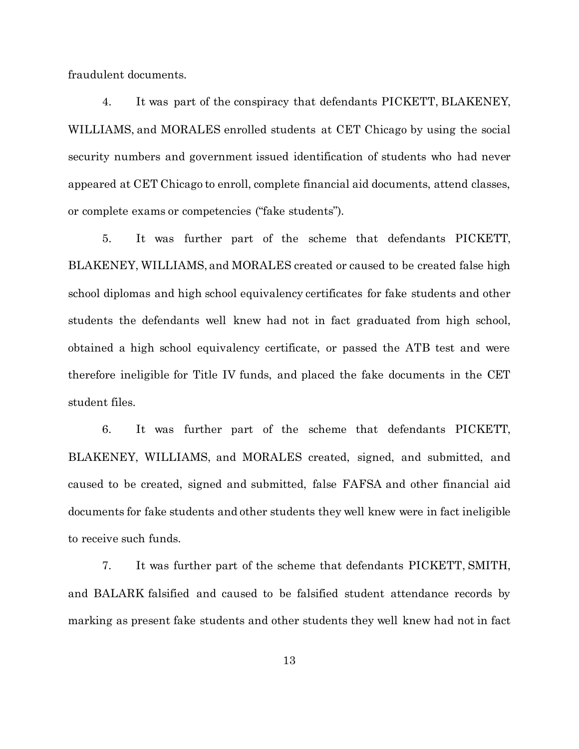fraudulent documents.

4. It was part of the conspiracy that defendants PICKETT, BLAKENEY, WILLIAMS, and MORALES enrolled students at CET Chicago by using the social security numbers and government issued identification of students who had never appeared at CET Chicago to enroll, complete financial aid documents, attend classes, or complete exams or competencies ("fake students").

5. It was further part of the scheme that defendants PICKETT, BLAKENEY, WILLIAMS, and MORALES created or caused to be created false high school diplomas and high school equivalency certificates for fake students and other students the defendants well knew had not in fact graduated from high school, obtained a high school equivalency certificate, or passed the ATB test and were therefore ineligible for Title IV funds, and placed the fake documents in the CET student files.

6. It was further part of the scheme that defendants PICKETT, BLAKENEY, WILLIAMS, and MORALES created, signed, and submitted, and caused to be created, signed and submitted, false FAFSA and other financial aid documents for fake students and other students they well knew were in fact ineligible to receive such funds.

7. It was further part of the scheme that defendants PICKETT, SMITH, and BALARK falsified and caused to be falsified student attendance records by marking as present fake students and other students they well knew had not in fact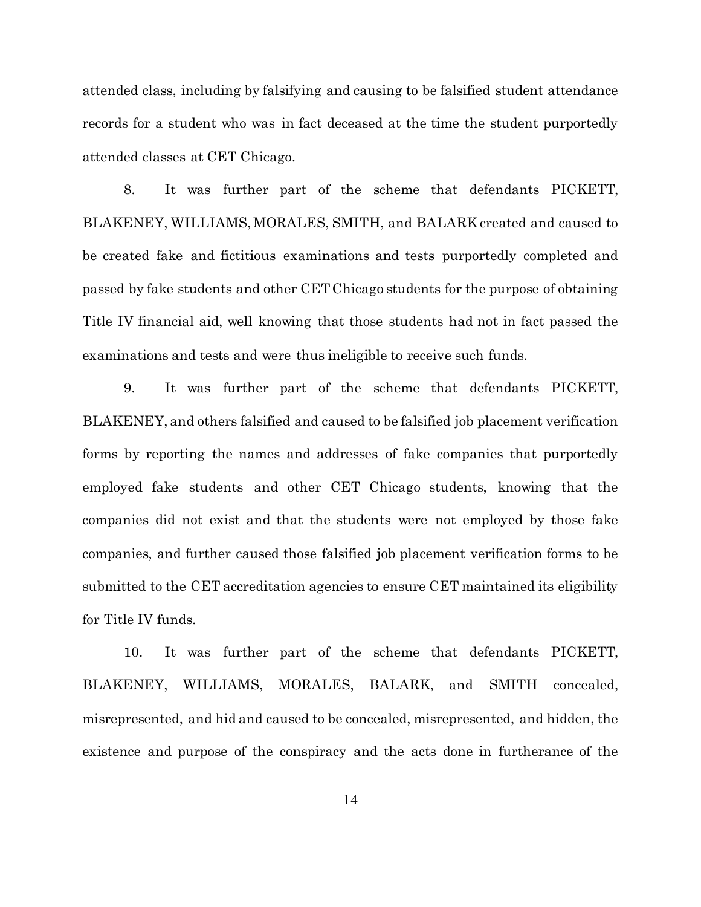attended class, including by falsifying and causing to be falsified student attendance records for a student who was in fact deceased at the time the student purportedly attended classes at CET Chicago.

8. It was further part of the scheme that defendants PICKETT, BLAKENEY, WILLIAMS, MORALES, SMITH, and BALARK created and caused to be created fake and fictitious examinations and tests purportedly completed and passed by fake students and other CET Chicago students for the purpose of obtaining Title IV financial aid, well knowing that those students had not in fact passed the examinations and tests and were thus ineligible to receive such funds.

9. It was further part of the scheme that defendants PICKETT, BLAKENEY, and others falsified and caused to be falsified job placement verification forms by reporting the names and addresses of fake companies that purportedly employed fake students and other CET Chicago students, knowing that the companies did not exist and that the students were not employed by those fake companies, and further caused those falsified job placement verification forms to be submitted to the CET accreditation agencies to ensure CET maintained its eligibility for Title IV funds.

10. It was further part of the scheme that defendants PICKETT, BLAKENEY, WILLIAMS, MORALES, BALARK, and SMITH concealed, misrepresented, and hid and caused to be concealed, misrepresented, and hidden, the existence and purpose of the conspiracy and the acts done in furtherance of the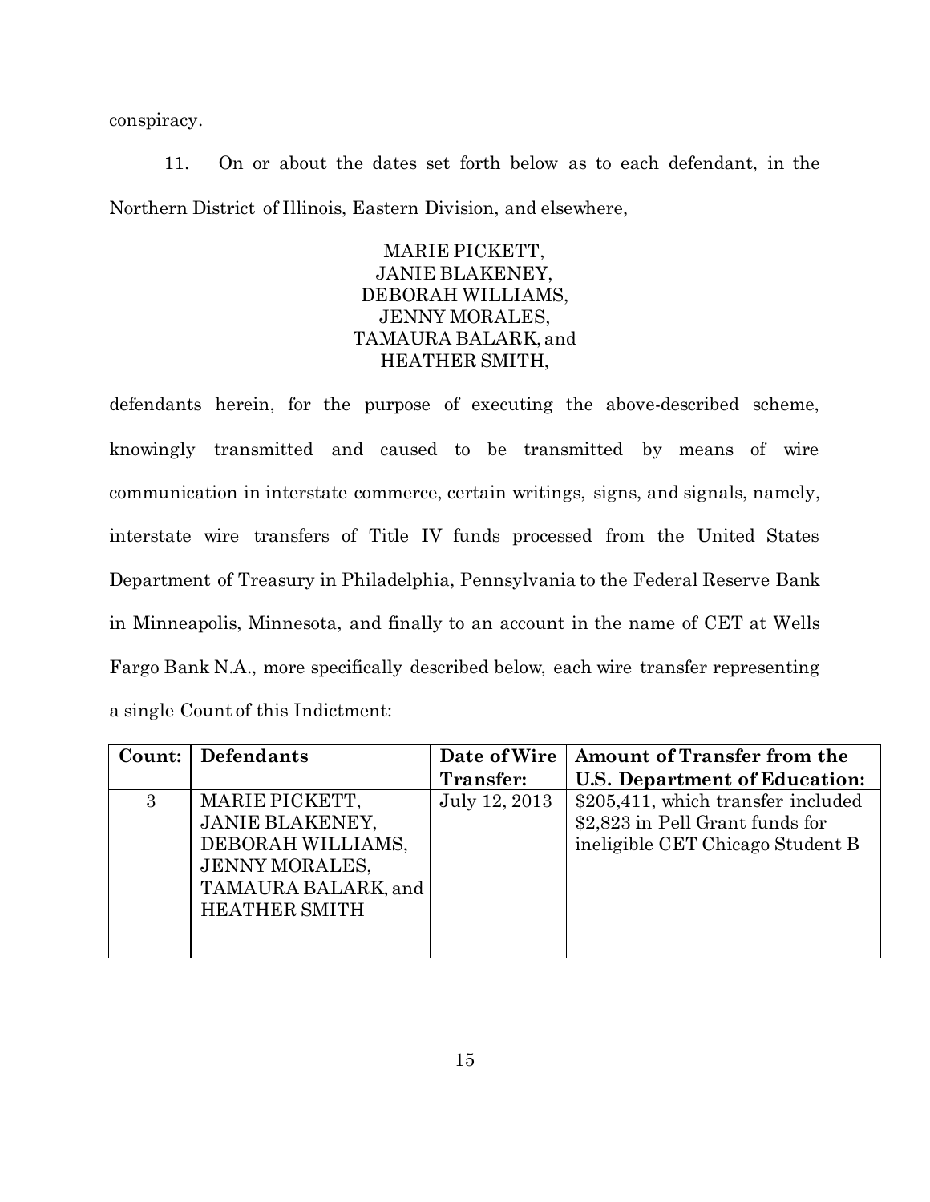conspiracy.

11. On or about the dates set forth below as to each defendant, in the Northern District of Illinois, Eastern Division, and elsewhere,

MARIE PICKETT,
JANIE BLAKENEY,
DEBORAH WILLIAMS,
JENNY MORALES,
TAMAURA BALARK, and
HEATHER SMITH,

defendants herein, for the purpose of executing the above-described scheme, knowingly transmitted and caused to be transmitted by means of wire communication in interstate commerce, certain writings, signs, and signals, namely, interstate wire transfers of Title IV funds processed from the United States Department of Treasury in Philadelphia, Pennsylvania to the Federal Reserve Bank in Minneapolis, Minnesota, and finally to an account in the name of CET at Wells Fargo Bank N.A., more specifically described below, each wire transfer representing a single Count of this Indictment:

| **Count:** | **Defendants** | **Date of Wire Transfer:** | **Amount of Transfer from the U.S. Department of Education:** |
|---|---|---|---|
| 3 | MARIE PICKETT, JANIE BLAKENEY, DEBORAH WILLIAMS, JENNY MORALES, TAMAURA BALARK, and HEATHER SMITH | July 12, 2013 | $205,411, which transfer included $2,823 in Pell Grant funds for ineligible CET Chicago Student B |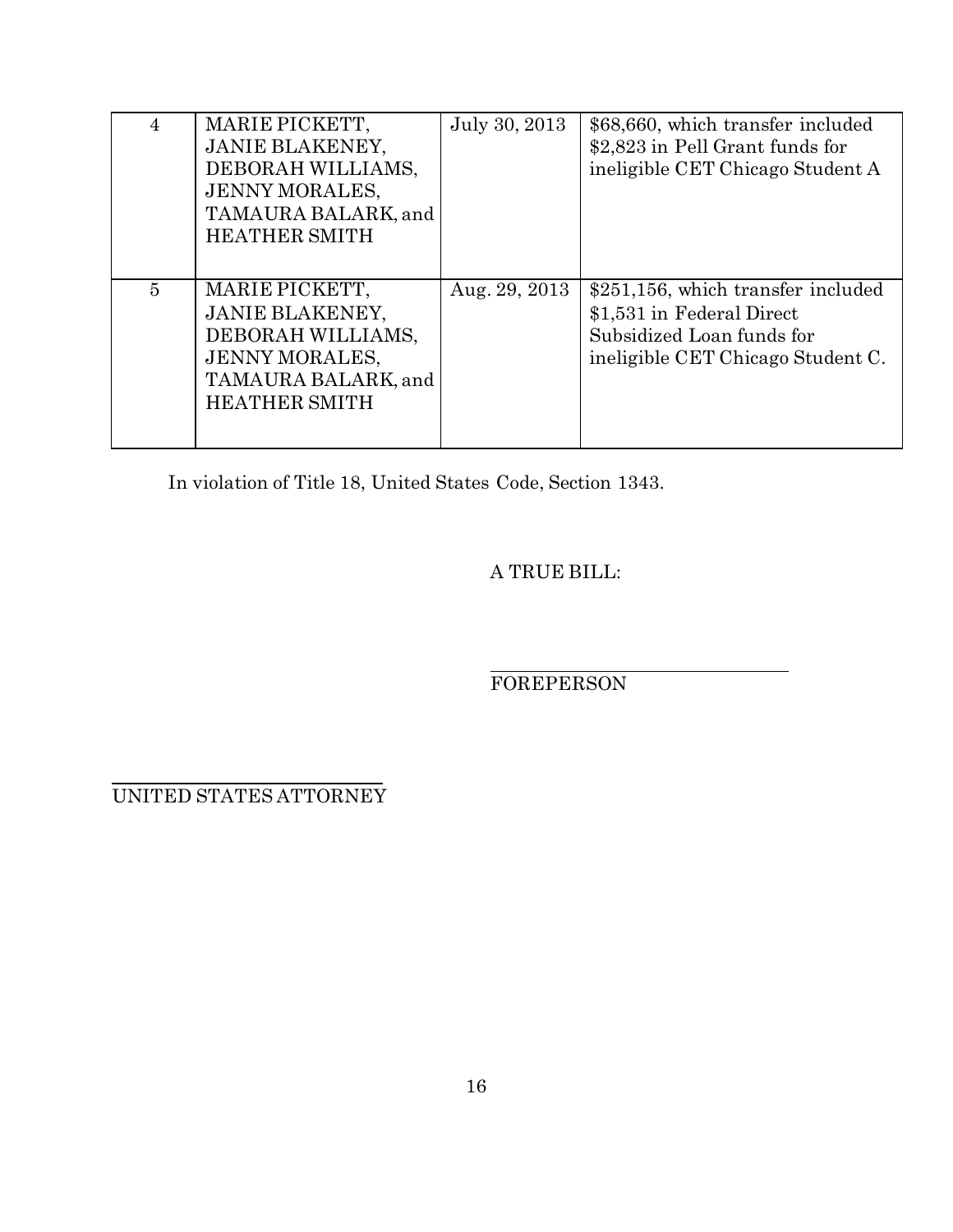| | | | |
|---|---|---|---|
| 4 | MARIE PICKETT, JANIE BLAKENEY, DEBORAH WILLIAMS, JENNY MORALES, TAMAURA BALARK, and HEATHER SMITH | July 30, 2013 | $68,660, which transfer included $2,823 in Pell Grant funds for ineligible CET Chicago Student A |
| 5 | MARIE PICKETT, JANIE BLAKENEY, DEBORAH WILLIAMS, JENNY MORALES, TAMAURA BALARK, and HEATHER SMITH | Aug. 29, 2013 | $251,156, which transfer included $1,531 in Federal Direct Subsidized Loan funds for ineligible CET Chicago Student C. |

In violation of Title 18, United States Code, Section 1343.

A TRUE BILL:

\_\_\_\_\_\_\_\_\_\_\_\_\_\_\_\_\_\_\_\_\_\_\_\_\_\_\_\_\_\_
FOREPERSON

\_\_\_\_\_\_\_\_\_\_\_\_\_\_\_\_\_\_\_\_\_\_\_\_\_\_\_\_\_\_
UNITED STATES ATTORNEY